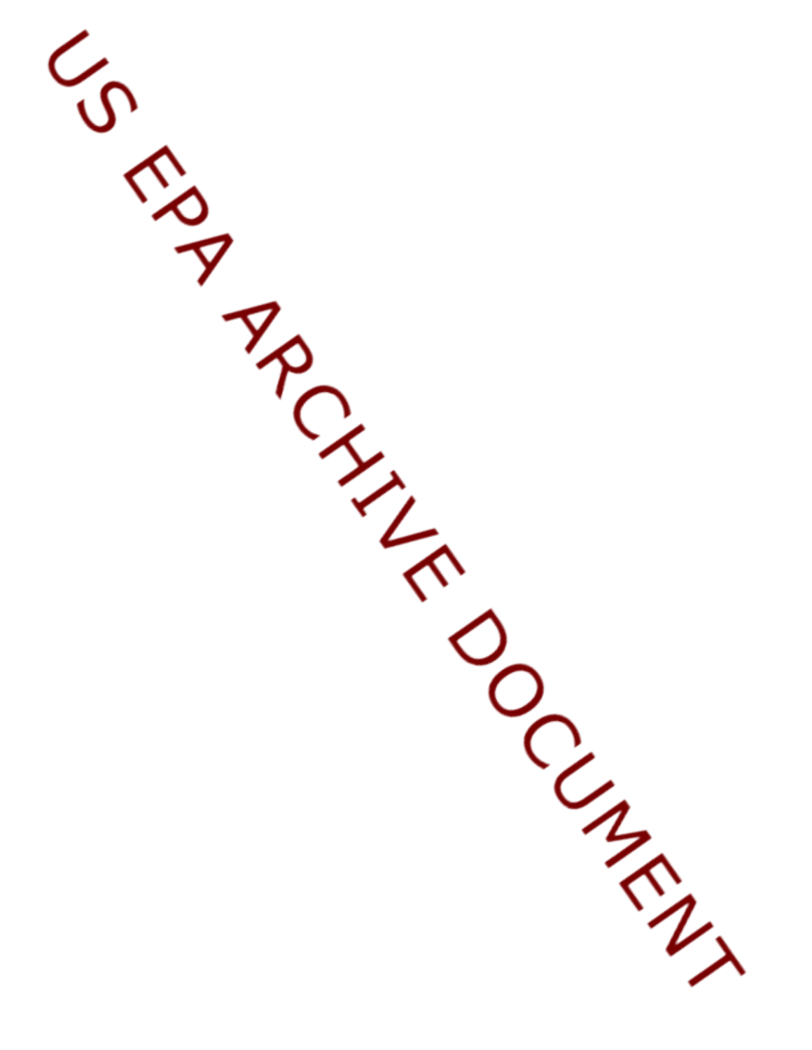US EPA ARCHIVE DOCUMENT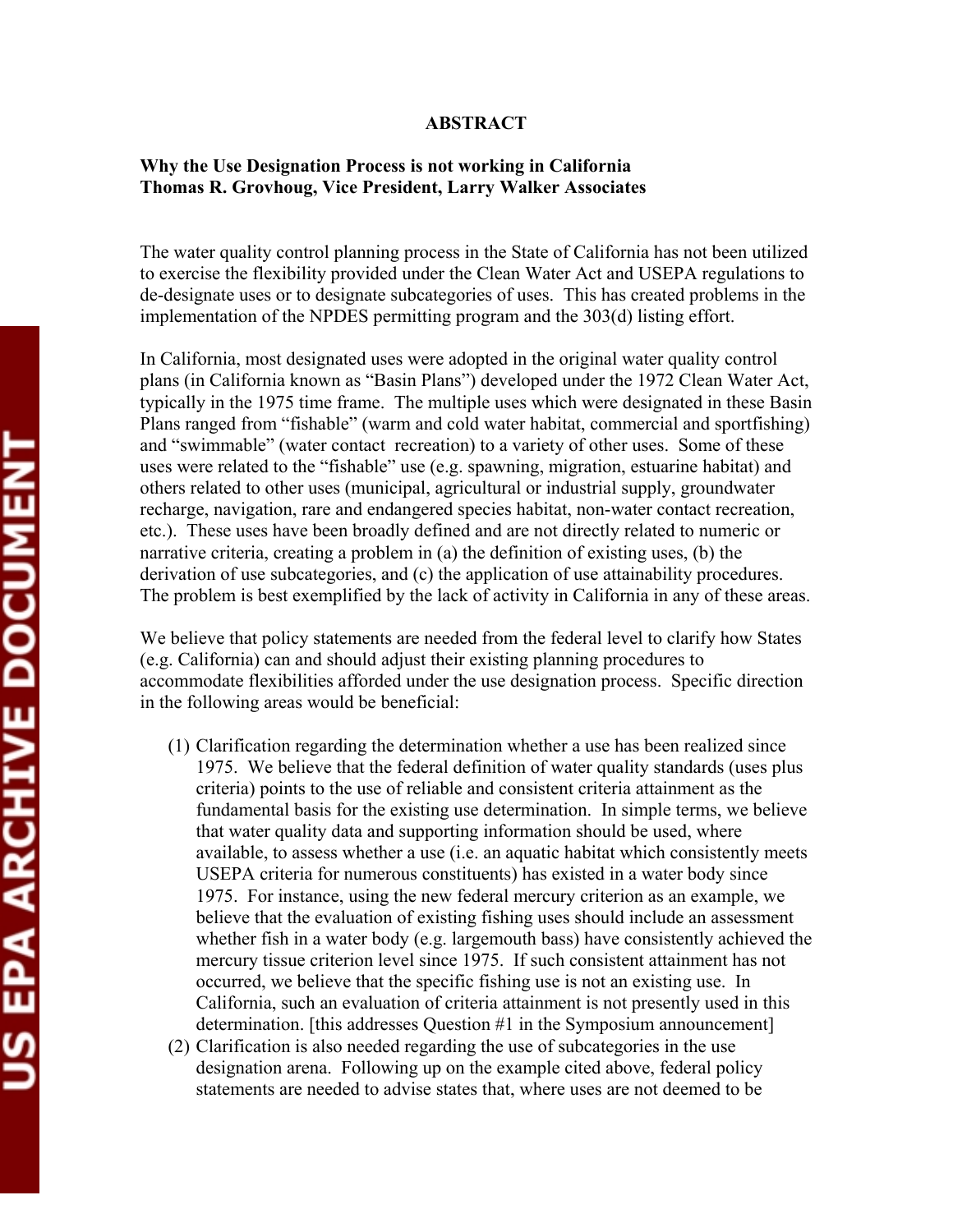**ABSTRACT**

**Why the Use Designation Process is not working in California**
**Thomas R. Grovhoug, Vice President, Larry Walker Associates**

The water quality control planning process in the State of California has not been utilized to exercise the flexibility provided under the Clean Water Act and USEPA regulations to de-designate uses or to designate subcategories of uses. This has created problems in the implementation of the NPDES permitting program and the 303(d) listing effort.

In California, most designated uses were adopted in the original water quality control plans (in California known as "Basin Plans") developed under the 1972 Clean Water Act, typically in the 1975 time frame. The multiple uses which were designated in these Basin Plans ranged from "fishable" (warm and cold water habitat, commercial and sportfishing) and "swimmable" (water contact recreation) to a variety of other uses. Some of these uses were related to the "fishable" use (e.g. spawning, migration, estuarine habitat) and others related to other uses (municipal, agricultural or industrial supply, groundwater recharge, navigation, rare and endangered species habitat, non-water contact recreation, etc.). These uses have been broadly defined and are not directly related to numeric or narrative criteria, creating a problem in (a) the definition of existing uses, (b) the derivation of use subcategories, and (c) the application of use attainability procedures. The problem is best exemplified by the lack of activity in California in any of these areas.

We believe that policy statements are needed from the federal level to clarify how States (e.g. California) can and should adjust their existing planning procedures to accommodate flexibilities afforded under the use designation process. Specific direction in the following areas would be beneficial:

(1) Clarification regarding the determination whether a use has been realized since 1975. We believe that the federal definition of water quality standards (uses plus criteria) points to the use of reliable and consistent criteria attainment as the fundamental basis for the existing use determination. In simple terms, we believe that water quality data and supporting information should be used, where available, to assess whether a use (i.e. an aquatic habitat which consistently meets USEPA criteria for numerous constituents) has existed in a water body since 1975. For instance, using the new federal mercury criterion as an example, we believe that the evaluation of existing fishing uses should include an assessment whether fish in a water body (e.g. largemouth bass) have consistently achieved the mercury tissue criterion level since 1975. If such consistent attainment has not occurred, we believe that the specific fishing use is not an existing use. In California, such an evaluation of criteria attainment is not presently used in this determination. [this addresses Question #1 in the Symposium announcement]

(2) Clarification is also needed regarding the use of subcategories in the use designation arena. Following up on the example cited above, federal policy statements are needed to advise states that, where uses are not deemed to be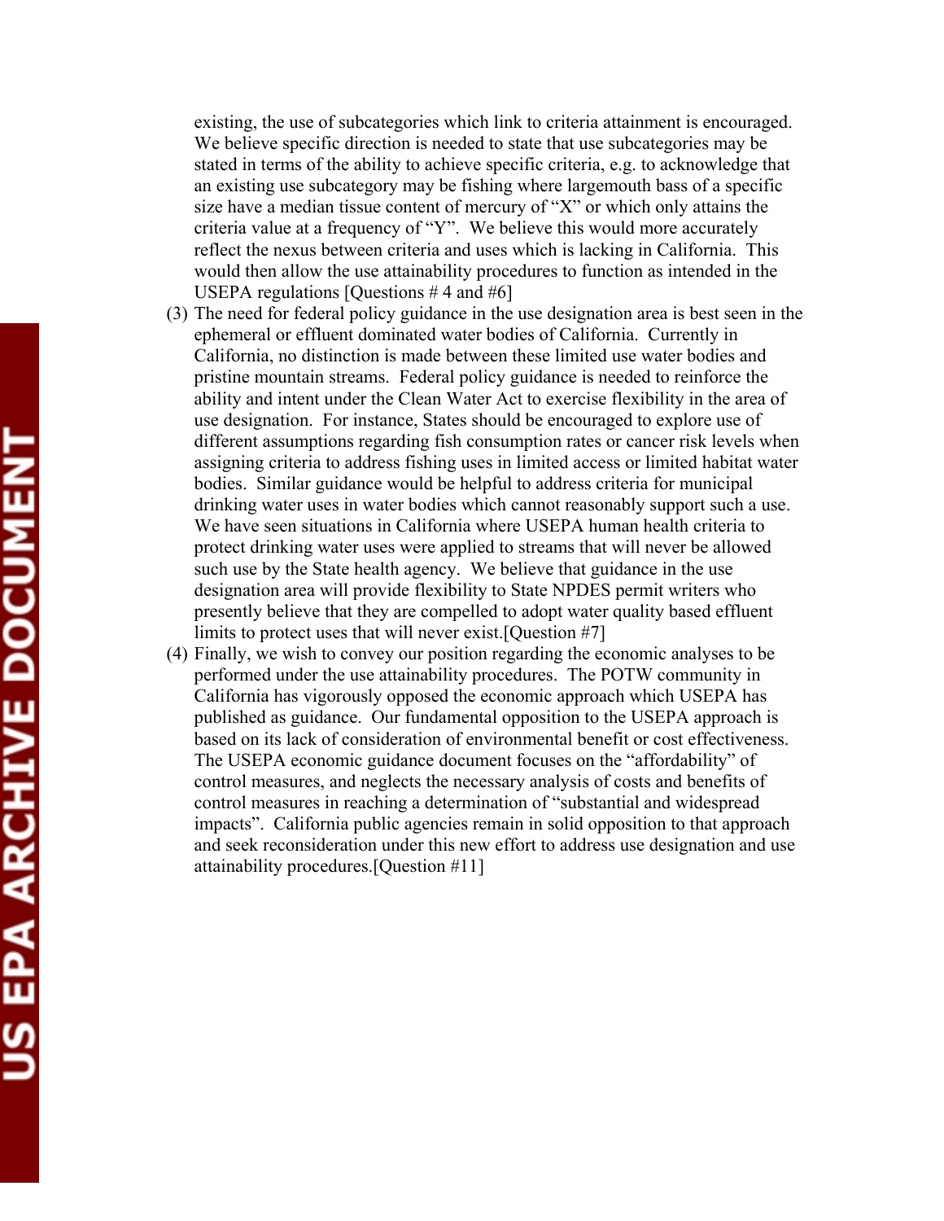existing, the use of subcategories which link to criteria attainment is encouraged. We believe specific direction is needed to state that use subcategories may be stated in terms of the ability to achieve specific criteria, e.g. to acknowledge that an existing use subcategory may be fishing where largemouth bass of a specific size have a median tissue content of mercury of "X" or which only attains the criteria value at a frequency of "Y". We believe this would more accurately reflect the nexus between criteria and uses which is lacking in California. This would then allow the use attainability procedures to function as intended in the USEPA regulations [Questions # 4 and #6]

(3) The need for federal policy guidance in the use designation area is best seen in the ephemeral or effluent dominated water bodies of California. Currently in California, no distinction is made between these limited use water bodies and pristine mountain streams. Federal policy guidance is needed to reinforce the ability and intent under the Clean Water Act to exercise flexibility in the area of use designation. For instance, States should be encouraged to explore use of different assumptions regarding fish consumption rates or cancer risk levels when assigning criteria to address fishing uses in limited access or limited habitat water bodies. Similar guidance would be helpful to address criteria for municipal drinking water uses in water bodies which cannot reasonably support such a use. We have seen situations in California where USEPA human health criteria to protect drinking water uses were applied to streams that will never be allowed such use by the State health agency. We believe that guidance in the use designation area will provide flexibility to State NPDES permit writers who presently believe that they are compelled to adopt water quality based effluent limits to protect uses that will never exist.[Question #7]

(4) Finally, we wish to convey our position regarding the economic analyses to be performed under the use attainability procedures. The POTW community in California has vigorously opposed the economic approach which USEPA has published as guidance. Our fundamental opposition to the USEPA approach is based on its lack of consideration of environmental benefit or cost effectiveness. The USEPA economic guidance document focuses on the "affordability" of control measures, and neglects the necessary analysis of costs and benefits of control measures in reaching a determination of "substantial and widespread impacts". California public agencies remain in solid opposition to that approach and seek reconsideration under this new effort to address use designation and use attainability procedures.[Question #11]